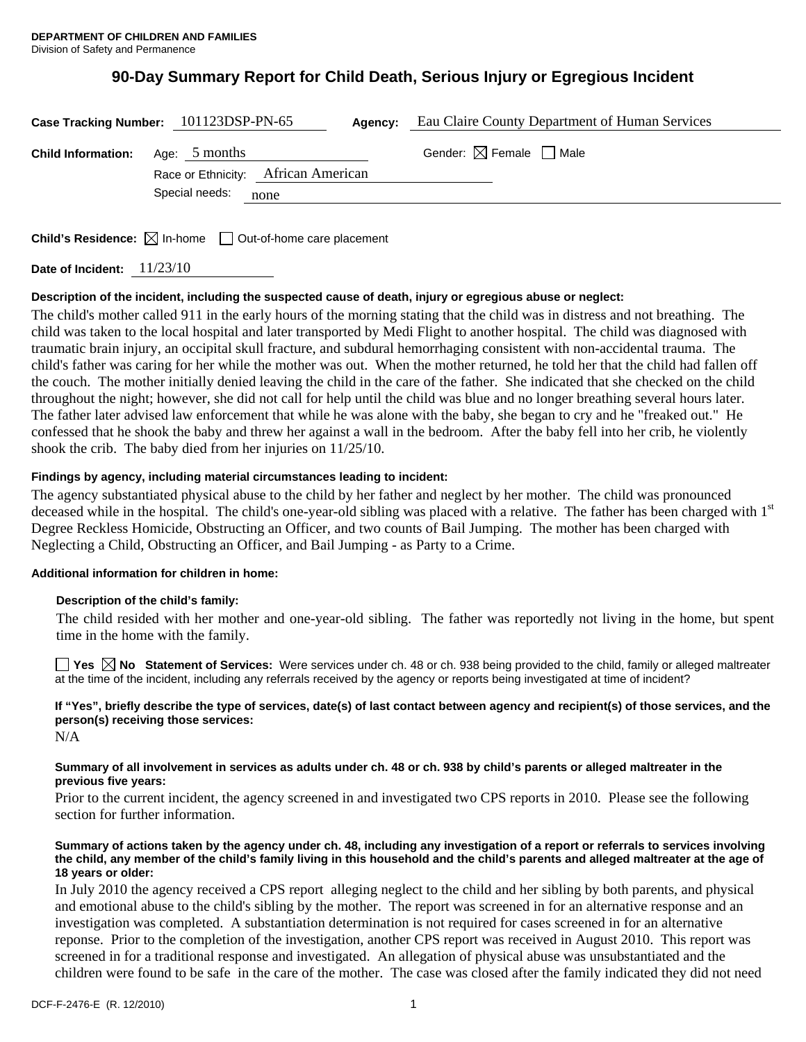**DEPARTMENT OF CHILDREN AND FAMILIES**
Division of Safety and Permanence

# 90-Day Summary Report for Child Death, Serious Injury or Egregious Incident

**Case Tracking Number:** 101123DSP-PN-65 **Agency:** Eau Claire County Department of Human Services

**Child Information:** Age: 5 months Gender: ☒ Female ☐ Male

Race or Ethnicity: African American

Special needs: none

**Child's Residence:** ☒ In-home ☐ Out-of-home care placement

**Date of Incident:** 11/23/10

**Description of the incident, including the suspected cause of death, injury or egregious abuse or neglect:**

The child's mother called 911 in the early hours of the morning stating that the child was in distress and not breathing. The child was taken to the local hospital and later transported by Medi Flight to another hospital. The child was diagnosed with traumatic brain injury, an occipital skull fracture, and subdural hemorrhaging consistent with non-accidental trauma. The child's father was caring for her while the mother was out. When the mother returned, he told her that the child had fallen off the couch. The mother initially denied leaving the child in the care of the father. She indicated that she checked on the child throughout the night; however, she did not call for help until the child was blue and no longer breathing several hours later. The father later advised law enforcement that while he was alone with the baby, she began to cry and he "freaked out." He confessed that he shook the baby and threw her against a wall in the bedroom. After the baby fell into her crib, he violently shook the crib. The baby died from her injuries on 11/25/10.

**Findings by agency, including material circumstances leading to incident:**

The agency substantiated physical abuse to the child by her father and neglect by her mother. The child was pronounced deceased while in the hospital. The child's one-year-old sibling was placed with a relative. The father has been charged with 1st Degree Reckless Homicide, Obstructing an Officer, and two counts of Bail Jumping. The mother has been charged with Neglecting a Child, Obstructing an Officer, and Bail Jumping - as Party to a Crime.

**Additional information for children in home:**

**Description of the child's family:**

The child resided with her mother and one-year-old sibling. The father was reportedly not living in the home, but spent time in the home with the family.

☐ **Yes** ☒ **No** **Statement of Services:** Were services under ch. 48 or ch. 938 being provided to the child, family or alleged maltreater at the time of the incident, including any referrals received by the agency or reports being investigated at time of incident?

**If "Yes", briefly describe the type of services, date(s) of last contact between agency and recipient(s) of those services, and the person(s) receiving those services:**

N/A

**Summary of all involvement in services as adults under ch. 48 or ch. 938 by child's parents or alleged maltreater in the previous five years:**

Prior to the current incident, the agency screened in and investigated two CPS reports in 2010. Please see the following section for further information.

**Summary of actions taken by the agency under ch. 48, including any investigation of a report or referrals to services involving the child, any member of the child's family living in this household and the child's parents and alleged maltreater at the age of 18 years or older:**

In July 2010 the agency received a CPS report alleging neglect to the child and her sibling by both parents, and physical and emotional abuse to the child's sibling by the mother. The report was screened in for an alternative response and an investigation was completed. A substantiation determination is not required for cases screened in for an alternative reponse. Prior to the completion of the investigation, another CPS report was received in August 2010. This report was screened in for a traditional response and investigated. An allegation of physical abuse was unsubstantiated and the children were found to be safe in the care of the mother. The case was closed after the family indicated they did not need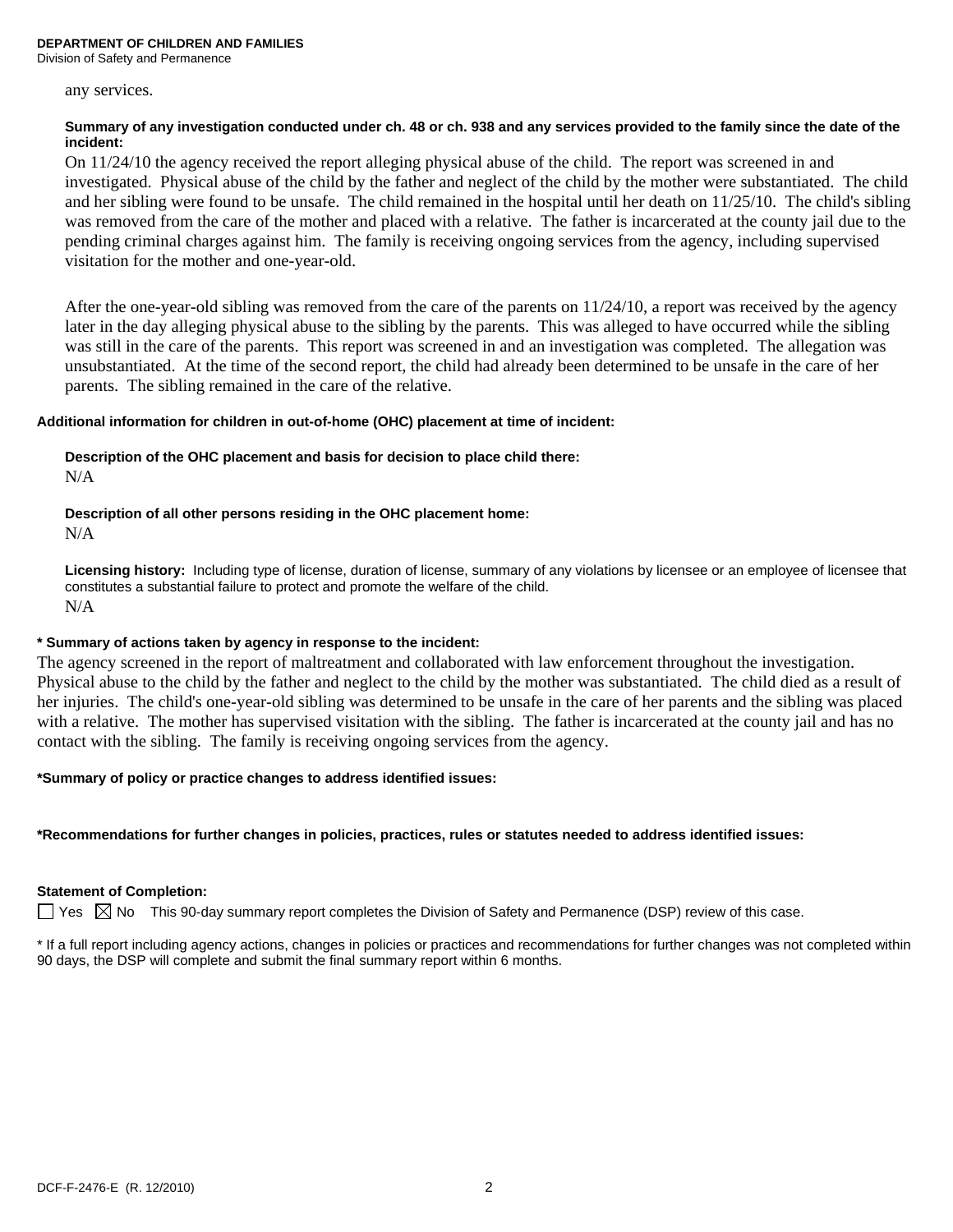any services.

**Summary of any investigation conducted under ch. 48 or ch. 938 and any services provided to the family since the date of the incident:**

On 11/24/10 the agency received the report alleging physical abuse of the child. The report was screened in and investigated. Physical abuse of the child by the father and neglect of the child by the mother were substantiated. The child and her sibling were found to be unsafe. The child remained in the hospital until her death on 11/25/10. The child's sibling was removed from the care of the mother and placed with a relative. The father is incarcerated at the county jail due to the pending criminal charges against him. The family is receiving ongoing services from the agency, including supervised visitation for the mother and one-year-old.

After the one-year-old sibling was removed from the care of the parents on 11/24/10, a report was received by the agency later in the day alleging physical abuse to the sibling by the parents. This was alleged to have occurred while the sibling was still in the care of the parents. This report was screened in and an investigation was completed. The allegation was unsubstantiated. At the time of the second report, the child had already been determined to be unsafe in the care of her parents. The sibling remained in the care of the relative.

**Additional information for children in out-of-home (OHC) placement at time of incident:**

**Description of the OHC placement and basis for decision to place child there:**
N/A

**Description of all other persons residing in the OHC placement home:**
N/A

**Licensing history:** Including type of license, duration of license, summary of any violations by licensee or an employee of licensee that constitutes a substantial failure to protect and promote the welfare of the child.
N/A

**\* Summary of actions taken by agency in response to the incident:**

The agency screened in the report of maltreatment and collaborated with law enforcement throughout the investigation. Physical abuse to the child by the father and neglect to the child by the mother was substantiated. The child died as a result of her injuries. The child's one-year-old sibling was determined to be unsafe in the care of her parents and the sibling was placed with a relative. The mother has supervised visitation with the sibling. The father is incarcerated at the county jail and has no contact with the sibling. The family is receiving ongoing services from the agency.

**\*Summary of policy or practice changes to address identified issues:**

**\*Recommendations for further changes in policies, practices, rules or statutes needed to address identified issues:**

**Statement of Completion:**

☐ Yes ☒ No This 90-day summary report completes the Division of Safety and Permanence (DSP) review of this case.

\* If a full report including agency actions, changes in policies or practices and recommendations for further changes was not completed within 90 days, the DSP will complete and submit the final summary report within 6 months.